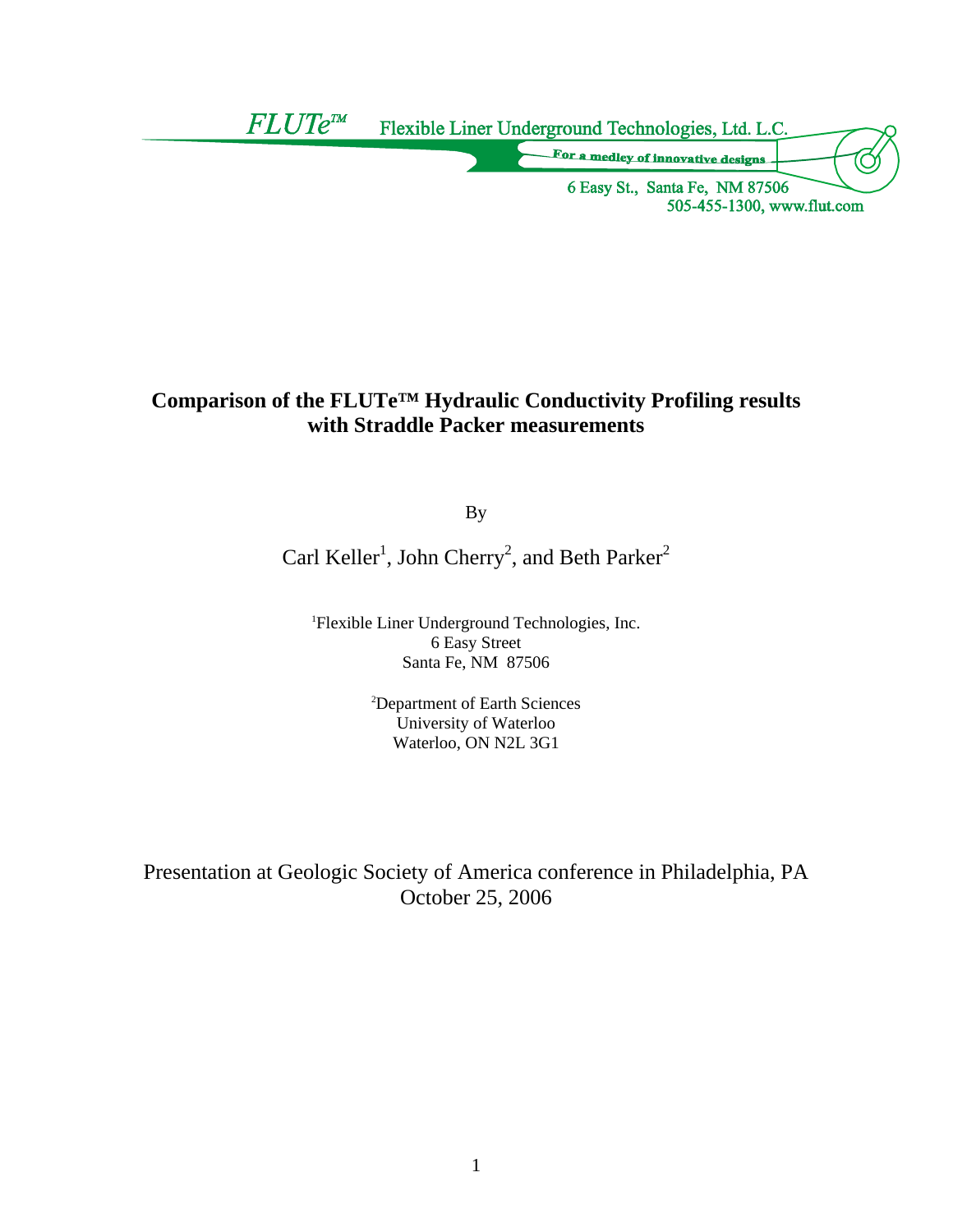FLUTe™ Flexible Liner Underground Technologies, Ltd. L.C.

For a medley of innovative designs

6 Easy St., Santa Fe, NM 87506
505-455-1300, www.flut.com

# Comparison of the FLUTe™ Hydraulic Conductivity Profiling results with Straddle Packer measurements

By

Carl Keller[1], John Cherry[2], and Beth Parker[2]

[1]Flexible Liner Underground Technologies, Inc.
6 Easy Street
Santa Fe, NM 87506

[2]Department of Earth Sciences
University of Waterloo
Waterloo, ON N2L 3G1

Presentation at Geologic Society of America conference in Philadelphia, PA
October 25, 2006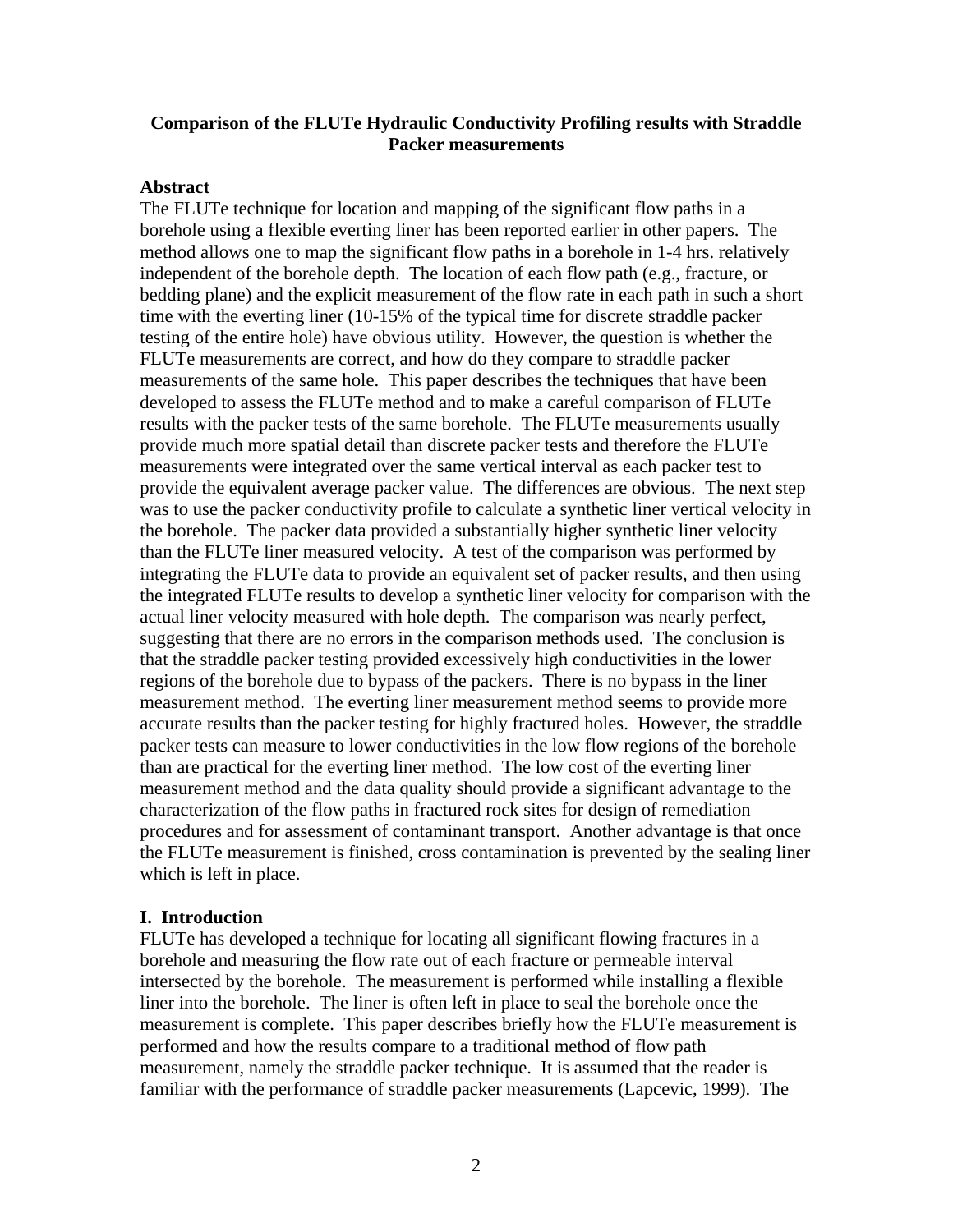**Comparison of the FLUTe Hydraulic Conductivity Profiling results with Straddle Packer measurements**

## Abstract

The FLUTe technique for location and mapping of the significant flow paths in a borehole using a flexible everting liner has been reported earlier in other papers. The method allows one to map the significant flow paths in a borehole in 1-4 hrs. relatively independent of the borehole depth. The location of each flow path (e.g., fracture, or bedding plane) and the explicit measurement of the flow rate in each path in such a short time with the everting liner (10-15% of the typical time for discrete straddle packer testing of the entire hole) have obvious utility. However, the question is whether the FLUTe measurements are correct, and how do they compare to straddle packer measurements of the same hole. This paper describes the techniques that have been developed to assess the FLUTe method and to make a careful comparison of FLUTe results with the packer tests of the same borehole. The FLUTe measurements usually provide much more spatial detail than discrete packer tests and therefore the FLUTe measurements were integrated over the same vertical interval as each packer test to provide the equivalent average packer value. The differences are obvious. The next step was to use the packer conductivity profile to calculate a synthetic liner vertical velocity in the borehole. The packer data provided a substantially higher synthetic liner velocity than the FLUTe liner measured velocity. A test of the comparison was performed by integrating the FLUTe data to provide an equivalent set of packer results, and then using the integrated FLUTe results to develop a synthetic liner velocity for comparison with the actual liner velocity measured with hole depth. The comparison was nearly perfect, suggesting that there are no errors in the comparison methods used. The conclusion is that the straddle packer testing provided excessively high conductivities in the lower regions of the borehole due to bypass of the packers. There is no bypass in the liner measurement method. The everting liner measurement method seems to provide more accurate results than the packer testing for highly fractured holes. However, the straddle packer tests can measure to lower conductivities in the low flow regions of the borehole than are practical for the everting liner method. The low cost of the everting liner measurement method and the data quality should provide a significant advantage to the characterization of the flow paths in fractured rock sites for design of remediation procedures and for assessment of contaminant transport. Another advantage is that once the FLUTe measurement is finished, cross contamination is prevented by the sealing liner which is left in place.

## I. Introduction

FLUTe has developed a technique for locating all significant flowing fractures in a borehole and measuring the flow rate out of each fracture or permeable interval intersected by the borehole. The measurement is performed while installing a flexible liner into the borehole. The liner is often left in place to seal the borehole once the measurement is complete. This paper describes briefly how the FLUTe measurement is performed and how the results compare to a traditional method of flow path measurement, namely the straddle packer technique. It is assumed that the reader is familiar with the performance of straddle packer measurements (Lapcevic, 1999). The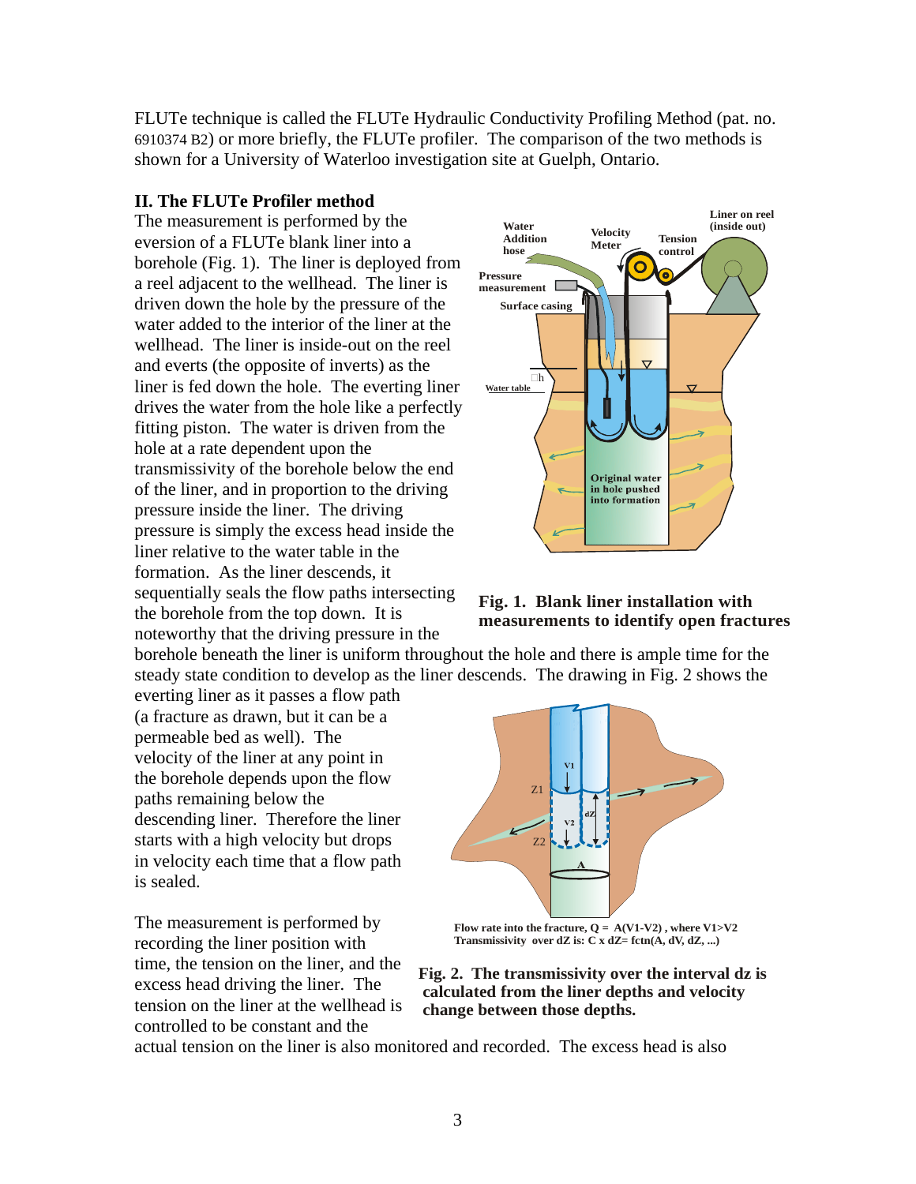FLUTe technique is called the FLUTe Hydraulic Conductivity Profiling Method (pat. no. 6910374 B2) or more briefly, the FLUTe profiler. The comparison of the two methods is shown for a University of Waterloo investigation site at Guelph, Ontario.

## II. The FLUTe Profiler method

The measurement is performed by the eversion of a FLUTe blank liner into a borehole (Fig. 1). The liner is deployed from a reel adjacent to the wellhead. The liner is driven down the hole by the pressure of the water added to the interior of the liner at the wellhead. The liner is inside-out on the reel and everts (the opposite of inverts) as the liner is fed down the hole. The everting liner drives the water from the hole like a perfectly fitting piston. The water is driven from the hole at a rate dependent upon the transmissivity of the borehole below the end of the liner, and in proportion to the driving pressure inside the liner. The driving pressure is simply the excess head inside the liner relative to the water table in the formation. As the liner descends, it sequentially seals the flow paths intersecting the borehole from the top down. It is noteworthy that the driving pressure in the borehole beneath the liner is uniform throughout the hole and there is ample time for the steady state condition to develop as the liner descends. The drawing in Fig. 2 shows the everting liner as it passes a flow path (a fracture as drawn, but it can be a permeable bed as well). The velocity of the liner at any point in the borehole depends upon the flow paths remaining below the descending liner. Therefore the liner starts with a high velocity but drops in velocity each time that a flow path is sealed.

Water Addition hose

Velocity Meter

Tension control

Liner on reel (inside out)

Pressure measurement

Surface casing

Δh

Water table

Original water in hole pushed into formation

**Fig. 1. Blank liner installation with measurements to identify open fractures**

V1

Z1

dZ

V2

Z2

A

Flow rate into the fracture, Q = A(V1-V2) , where V1>V2

Transmissivity over dZ is: C x dZ= fctn(A, dV, dZ, ...)

**Fig. 2. The transmissivity over the interval dz is calculated from the liner depths and velocity change between those depths.**

The measurement is performed by recording the liner position with time, the tension on the liner, and the excess head driving the liner. The tension on the liner at the wellhead is controlled to be constant and the actual tension on the liner is also monitored and recorded. The excess head is also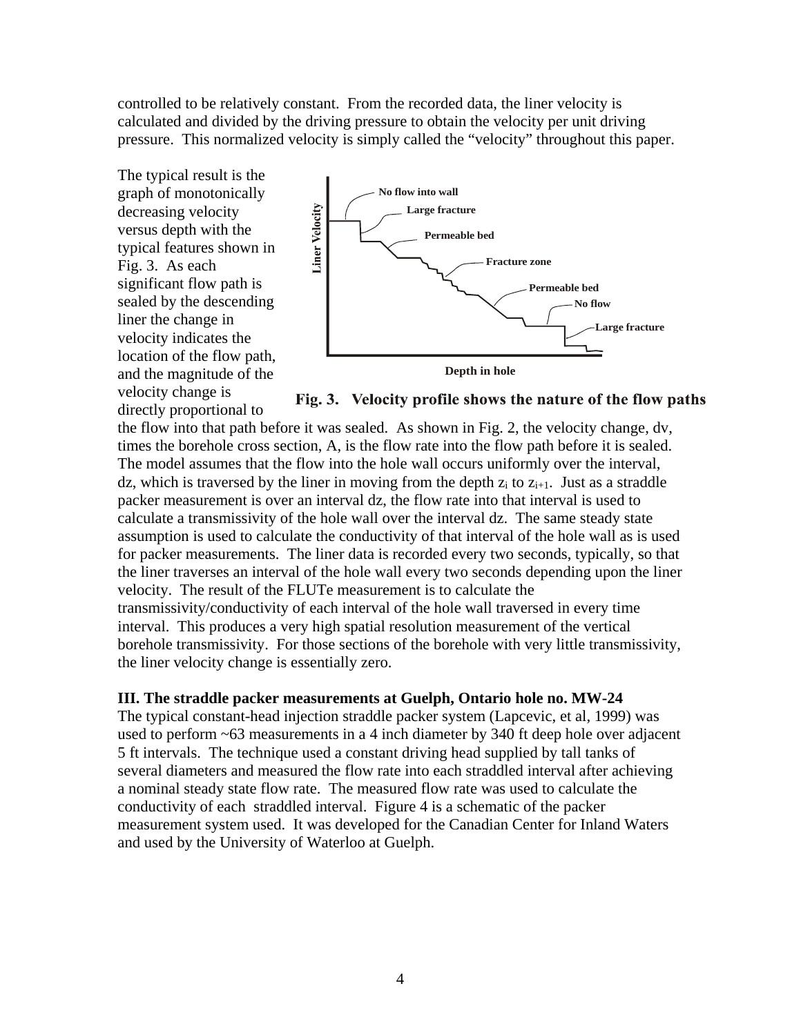controlled to be relatively constant. From the recorded data, the liner velocity is calculated and divided by the driving pressure to obtain the velocity per unit driving pressure. This normalized velocity is simply called the "velocity" throughout this paper.

The typical result is the graph of monotonically decreasing velocity versus depth with the typical features shown in Fig. 3. As each significant flow path is sealed by the descending liner the change in velocity indicates the location of the flow path, and the magnitude of the velocity change is directly proportional to the flow into that path before it was sealed. As shown in Fig. 2, the velocity change, dv, times the borehole cross section, A, is the flow rate into the flow path before it is sealed. The model assumes that the flow into the hole wall occurs uniformly over the interval, dz, which is traversed by the liner in moving from the depth $z_i$ to $z_{i+1}$. Just as a straddle packer measurement is over an interval dz, the flow rate into that interval is used to calculate a transmissivity of the hole wall over the interval dz. The same steady state assumption is used to calculate the conductivity of that interval of the hole wall as is used for packer measurements. The liner data is recorded every two seconds, typically, so that the liner traverses an interval of the hole wall every two seconds depending upon the liner velocity. The result of the FLUTe measurement is to calculate the transmissivity/conductivity of each interval of the hole wall traversed in every time interval. This produces a very high spatial resolution measurement of the vertical borehole transmissivity. For those sections of the borehole with very little transmissivity, the liner velocity change is essentially zero.

**Fig. 3. Velocity profile shows the nature of the flow paths**

### III. The straddle packer measurements at Guelph, Ontario hole no. MW-24

The typical constant-head injection straddle packer system (Lapcevic, et al, 1999) was used to perform ~63 measurements in a 4 inch diameter by 340 ft deep hole over adjacent 5 ft intervals. The technique used a constant driving head supplied by tall tanks of several diameters and measured the flow rate into each straddled interval after achieving a nominal steady state flow rate. The measured flow rate was used to calculate the conductivity of each straddled interval. Figure 4 is a schematic of the packer measurement system used. It was developed for the Canadian Center for Inland Waters and used by the University of Waterloo at Guelph.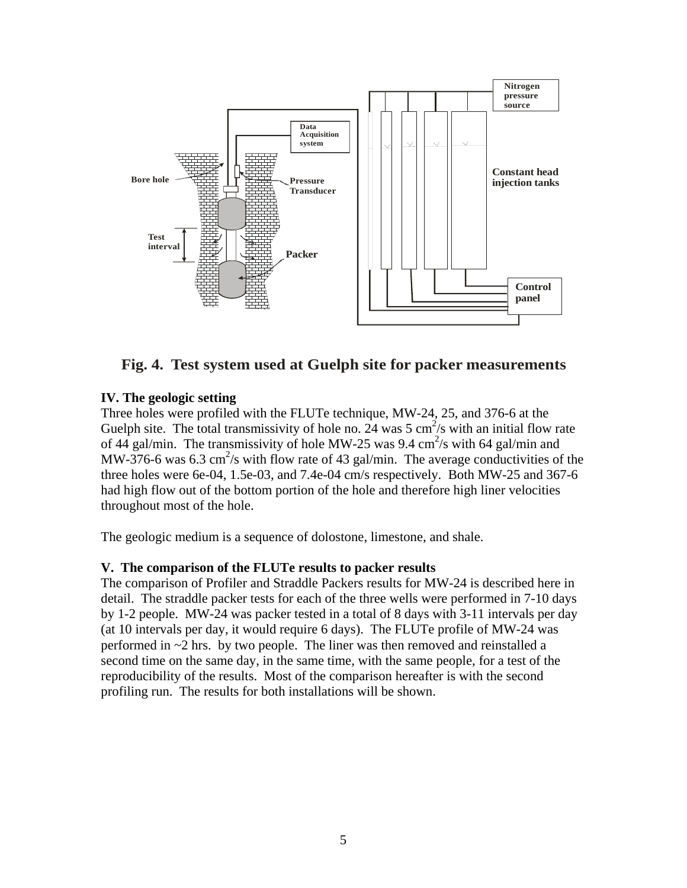Nitrogen pressure source

Data Acquisition system

Bore hole

Pressure Transducer

Constant head injection tanks

Test interval

Packer

Control panel

**Fig. 4. Test system used at Guelph site for packer measurements**

### IV. The geologic setting

Three holes were profiled with the FLUTe technique, MW-24, 25, and 376-6 at the Guelph site. The total transmissivity of hole no. 24 was 5 $cm^2/s$ with an initial flow rate of 44 gal/min. The transmissivity of hole MW-25 was 9.4 $cm^2/s$ with 64 gal/min and MW-376-6 was 6.3 $cm^2/s$ with flow rate of 43 gal/min. The average conductivities of the three holes were 6e-04, 1.5e-03, and 7.4e-04 cm/s respectively. Both MW-25 and 367-6 had high flow out of the bottom portion of the hole and therefore high liner velocities throughout most of the hole.

The geologic medium is a sequence of dolostone, limestone, and shale.

### V. The comparison of the FLUTe results to packer results

The comparison of Profiler and Straddle Packers results for MW-24 is described here in detail. The straddle packer tests for each of the three wells were performed in 7-10 days by 1-2 people. MW-24 was packer tested in a total of 8 days with 3-11 intervals per day (at 10 intervals per day, it would require 6 days). The FLUTe profile of MW-24 was performed in ~2 hrs. by two people. The liner was then removed and reinstalled a second time on the same day, in the same time, with the same people, for a test of the reproducibility of the results. Most of the comparison hereafter is with the second profiling run. The results for both installations will be shown.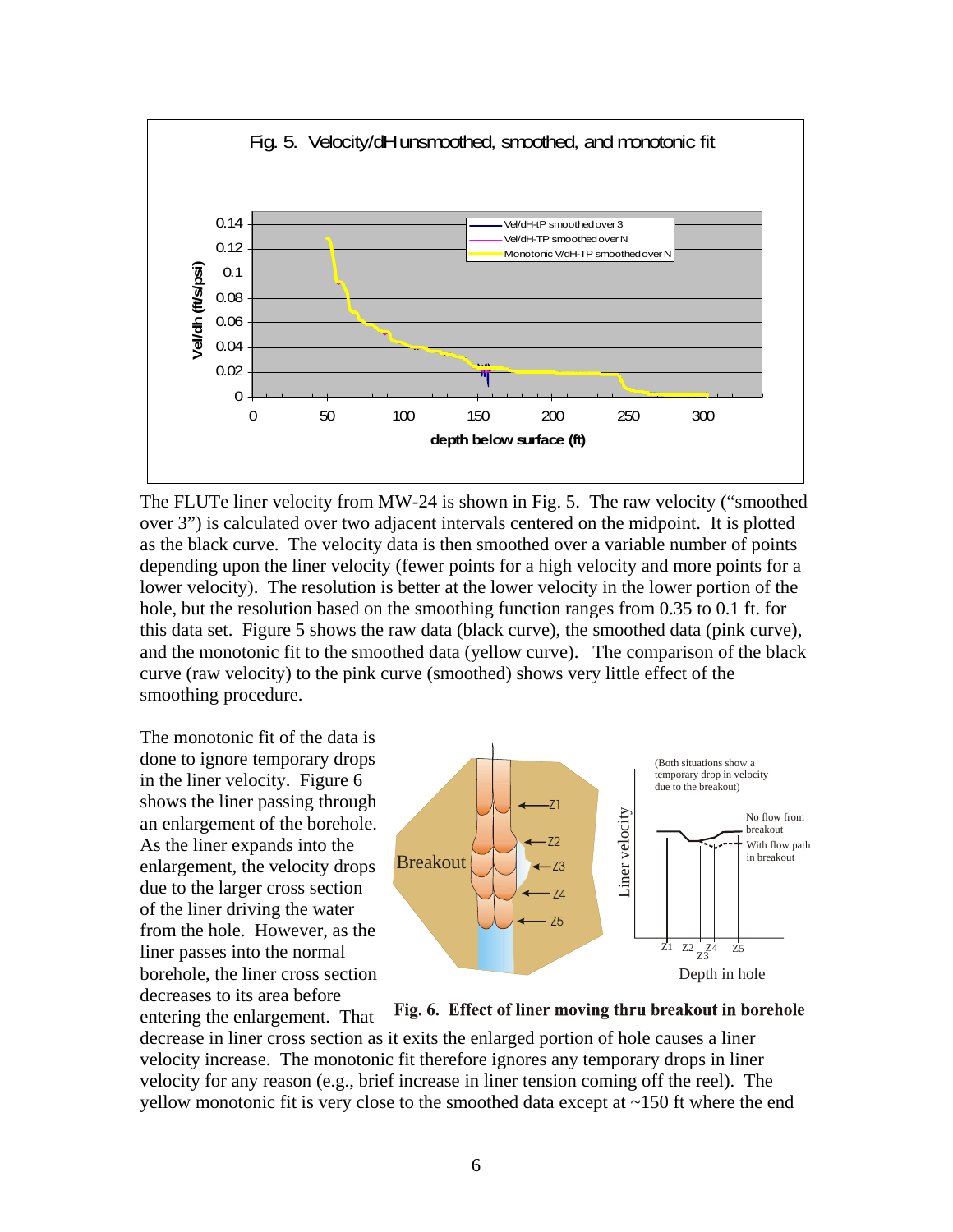Fig. 5. Velocity/dH unsmoothed, smoothed, and monotonic fit

Vel/dh (ft/s/psi)

0.14
0.12
0.1
0.08
0.06
0.04
0.02
0

0 50 100 150 200 250 300

depth below surface (ft)

Vel/dH-tP smoothed over 3
Vel/dH-TP smoothed over N
Monotonic V/dH-TP smoothed over N

The FLUTe liner velocity from MW-24 is shown in Fig. 5. The raw velocity ("smoothed over 3") is calculated over two adjacent intervals centered on the midpoint. It is plotted as the black curve. The velocity data is then smoothed over a variable number of points depending upon the liner velocity (fewer points for a high velocity and more points for a lower velocity). The resolution is better at the lower velocity in the lower portion of the hole, but the resolution based on the smoothing function ranges from 0.35 to 0.1 ft. for this data set. Figure 5 shows the raw data (black curve), the smoothed data (pink curve), and the monotonic fit to the smoothed data (yellow curve). The comparison of the black curve (raw velocity) to the pink curve (smoothed) shows very little effect of the smoothing procedure.

The monotonic fit of the data is done to ignore temporary drops in the liner velocity. Figure 6 shows the liner passing through an enlargement of the borehole. As the liner expands into the enlargement, the velocity drops due to the larger cross section of the liner driving the water from the hole. However, as the liner passes into the normal borehole, the liner cross section decreases to its area before entering the enlargement. That decrease in liner cross section as it exits the enlarged portion of hole causes a liner velocity increase. The monotonic fit therefore ignores any temporary drops in liner velocity for any reason (e.g., brief increase in liner tension coming off the reel). The yellow monotonic fit is very close to the smoothed data except at ~150 ft where the end

Breakout

Z1
Z2
Z3
Z4
Z5

(Both situations show a temporary drop in velocity due to the breakout)

Liner velocity

No flow from breakout

With flow path in breakout

Z1 Z2 Z3 Z4 Z5

Depth in hole

**Fig. 6. Effect of liner moving thru breakout in borehole**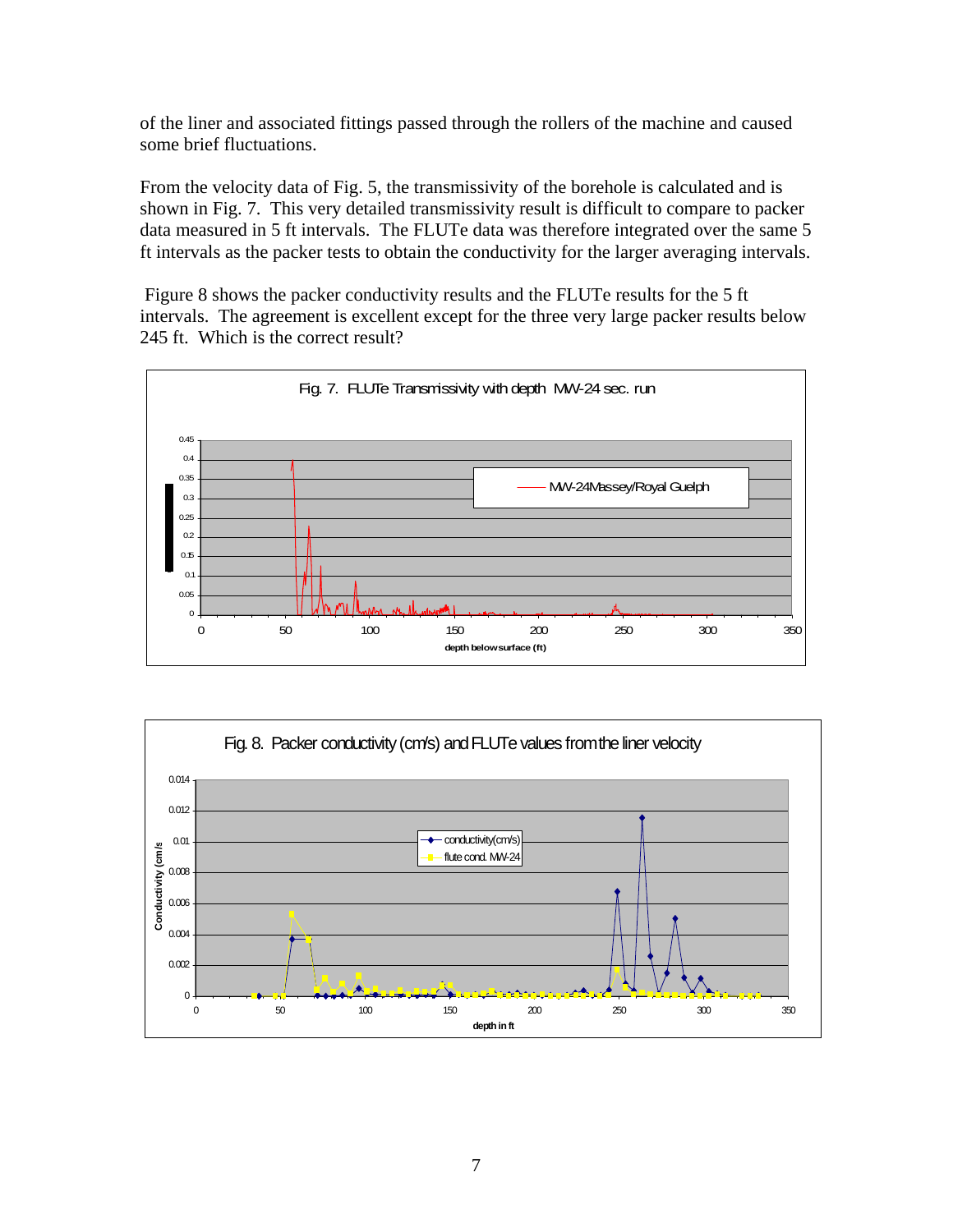of the liner and associated fittings passed through the rollers of the machine and caused some brief fluctuations.

From the velocity data of Fig. 5, the transmissivity of the borehole is calculated and is shown in Fig. 7. This very detailed transmissivity result is difficult to compare to packer data measured in 5 ft intervals. The FLUTe data was therefore integrated over the same 5 ft intervals as the packer tests to obtain the conductivity for the larger averaging intervals.

Figure 8 shows the packer conductivity results and the FLUTe results for the 5 ft intervals. The agreement is excellent except for the three very large packer results below 245 ft. Which is the correct result?

Fig. 7. FLUTe Transmissivity with depth MW-24 sec. run

0.45
0.4
0.35
0.3
0.25
0.2
0.15
0.1
0.05
0

0 50 100 150 200 250 300 350

depth below surface (ft)

MW-24Massey/Royal Guelph

Fig. 8. Packer conductivity (cm/s) and FLUTe values from the liner velocity

Conductivity (cm/s

0.014
0.012
0.01
0.008
0.006
0.004
0.002
0

0 50 100 150 200 250 300 350

depth in ft

conductivity(cm/s)
flute cond. MW-24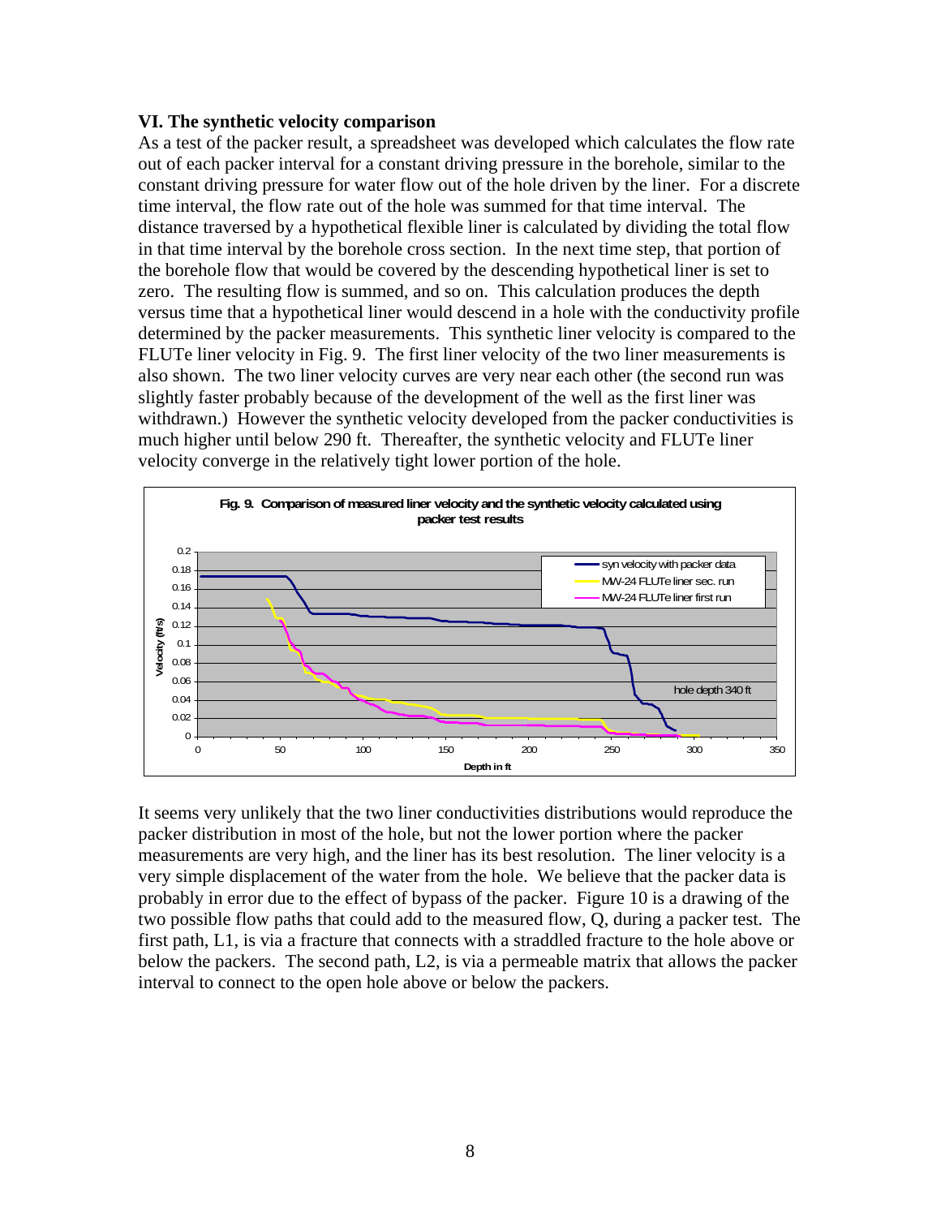### VI. The synthetic velocity comparison

As a test of the packer result, a spreadsheet was developed which calculates the flow rate out of each packer interval for a constant driving pressure in the borehole, similar to the constant driving pressure for water flow out of the hole driven by the liner. For a discrete time interval, the flow rate out of the hole was summed for that time interval. The distance traversed by a hypothetical flexible liner is calculated by dividing the total flow in that time interval by the borehole cross section. In the next time step, that portion of the borehole flow that would be covered by the descending hypothetical liner is set to zero. The resulting flow is summed, and so on. This calculation produces the depth versus time that a hypothetical liner would descend in a hole with the conductivity profile determined by the packer measurements. This synthetic liner velocity is compared to the FLUTe liner velocity in Fig. 9. The first liner velocity of the two liner measurements is also shown. The two liner velocity curves are very near each other (the second run was slightly faster probably because of the development of the well as the first liner was withdrawn.) However the synthetic velocity developed from the packer conductivities is much higher until below 290 ft. Thereafter, the synthetic velocity and FLUTe liner velocity converge in the relatively tight lower portion of the hole.

**Fig. 9. Comparison of measured liner velocity and the synthetic velocity calculated using packer test results**

Velocity (ft/s)

0.2
0.18
0.16
0.14
0.12
0.1
0.08
0.06
0.04
0.02
0

Depth in ft

0 50 100 150 200 250 300 350

syn velocity with packer data
MW-24 FLUTe liner sec. run
MW-24 FLUTe liner first run

hole depth 340 ft

It seems very unlikely that the two liner conductivities distributions would reproduce the packer distribution in most of the hole, but not the lower portion where the packer measurements are very high, and the liner has its best resolution. The liner velocity is a very simple displacement of the water from the hole. We believe that the packer data is probably in error due to the effect of bypass of the packer. Figure 10 is a drawing of the two possible flow paths that could add to the measured flow, Q, during a packer test. The first path, L1, is via a fracture that connects with a straddled fracture to the hole above or below the packers. The second path, L2, is via a permeable matrix that allows the packer interval to connect to the open hole above or below the packers.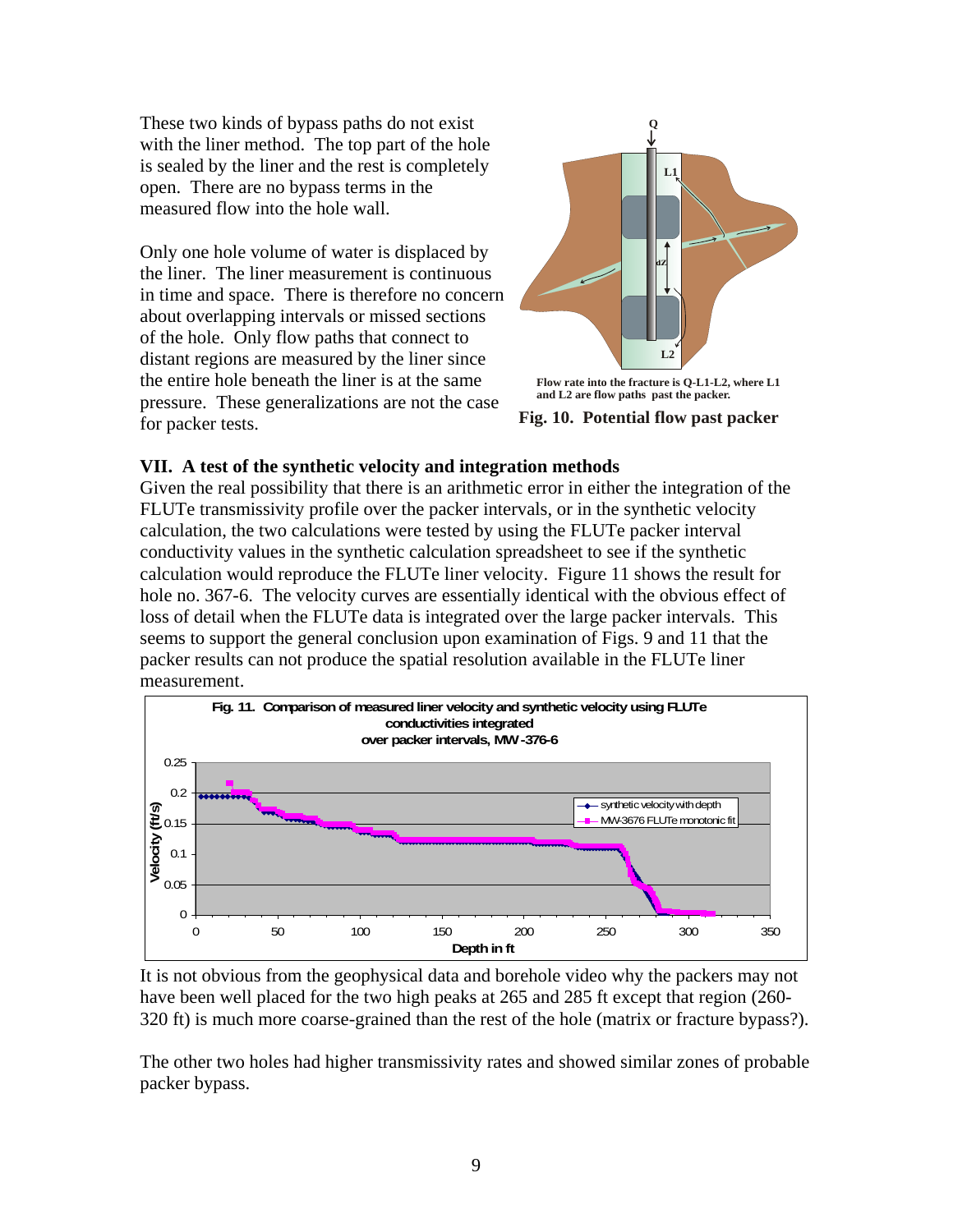These two kinds of bypass paths do not exist with the liner method. The top part of the hole is sealed by the liner and the rest is completely open. There are no bypass terms in the measured flow into the hole wall.

Only one hole volume of water is displaced by the liner. The liner measurement is continuous in time and space. There is therefore no concern about overlapping intervals or missed sections of the hole. Only flow paths that connect to distant regions are measured by the liner since the entire hole beneath the liner is at the same pressure. These generalizations are not the case for packer tests.

Q

L1

dZ

L2

Flow rate into the fracture is Q-L1-L2, where L1 and L2 are flow paths past the packer.

**Fig. 10. Potential flow past packer**

## VII. A test of the synthetic velocity and integration methods

Given the real possibility that there is an arithmetic error in either the integration of the FLUTe transmissivity profile over the packer intervals, or in the synthetic velocity calculation, the two calculations were tested by using the FLUTe packer interval conductivity values in the synthetic calculation spreadsheet to see if the synthetic calculation would reproduce the FLUTe liner velocity. Figure 11 shows the result for hole no. 367-6. The velocity curves are essentially identical with the obvious effect of loss of detail when the FLUTe data is integrated over the large packer intervals. This seems to support the general conclusion upon examination of Figs. 9 and 11 that the packer results can not produce the spatial resolution available in the FLUTe liner measurement.

Fig. 11. Comparison of measured liner velocity and synthetic velocity using FLUTe conductivities integrated over packer intervals, MW-376-6

Velocity (ft/s)

0.25
0.2
0.15
0.1
0.05
0

0 50 100 150 200 250 300 350

Depth in ft

synthetic velocity with depth

MW-3676 FLUTe monotonic fit

It is not obvious from the geophysical data and borehole video why the packers may not have been well placed for the two high peaks at 265 and 285 ft except that region (260-320 ft) is much more coarse-grained than the rest of the hole (matrix or fracture bypass?).

The other two holes had higher transmissivity rates and showed similar zones of probable packer bypass.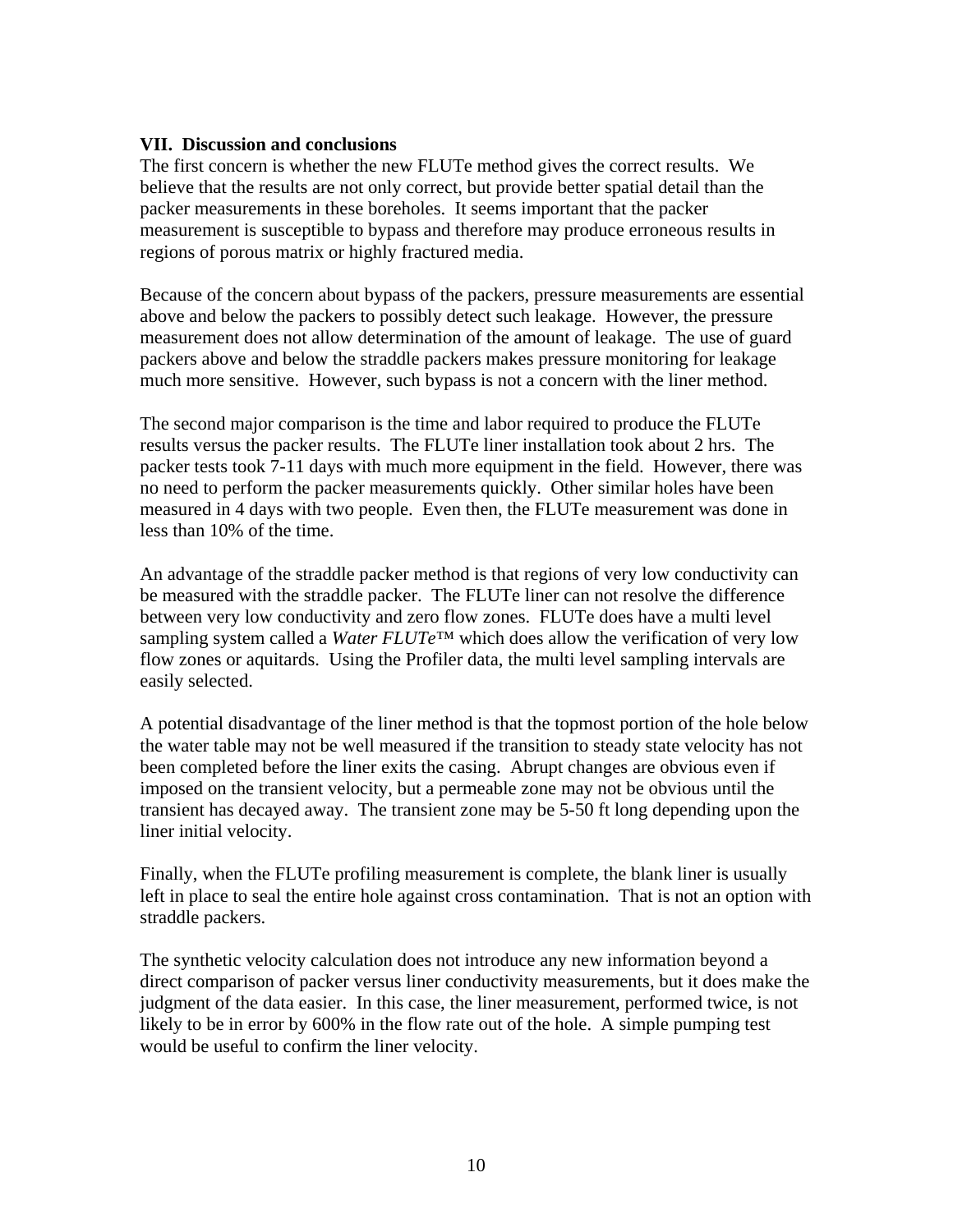**VII. Discussion and conclusions**

The first concern is whether the new FLUTe method gives the correct results. We believe that the results are not only correct, but provide better spatial detail than the packer measurements in these boreholes. It seems important that the packer measurement is susceptible to bypass and therefore may produce erroneous results in regions of porous matrix or highly fractured media.

Because of the concern about bypass of the packers, pressure measurements are essential above and below the packers to possibly detect such leakage. However, the pressure measurement does not allow determination of the amount of leakage. The use of guard packers above and below the straddle packers makes pressure monitoring for leakage much more sensitive. However, such bypass is not a concern with the liner method.

The second major comparison is the time and labor required to produce the FLUTe results versus the packer results. The FLUTe liner installation took about 2 hrs. The packer tests took 7-11 days with much more equipment in the field. However, there was no need to perform the packer measurements quickly. Other similar holes have been measured in 4 days with two people. Even then, the FLUTe measurement was done in less than 10% of the time.

An advantage of the straddle packer method is that regions of very low conductivity can be measured with the straddle packer. The FLUTe liner can not resolve the difference between very low conductivity and zero flow zones. FLUTe does have a multi level sampling system called a *Water FLUTe™* which does allow the verification of very low flow zones or aquitards. Using the Profiler data, the multi level sampling intervals are easily selected.

A potential disadvantage of the liner method is that the topmost portion of the hole below the water table may not be well measured if the transition to steady state velocity has not been completed before the liner exits the casing. Abrupt changes are obvious even if imposed on the transient velocity, but a permeable zone may not be obvious until the transient has decayed away. The transient zone may be 5-50 ft long depending upon the liner initial velocity.

Finally, when the FLUTe profiling measurement is complete, the blank liner is usually left in place to seal the entire hole against cross contamination. That is not an option with straddle packers.

The synthetic velocity calculation does not introduce any new information beyond a direct comparison of packer versus liner conductivity measurements, but it does make the judgment of the data easier. In this case, the liner measurement, performed twice, is not likely to be in error by 600% in the flow rate out of the hole. A simple pumping test would be useful to confirm the liner velocity.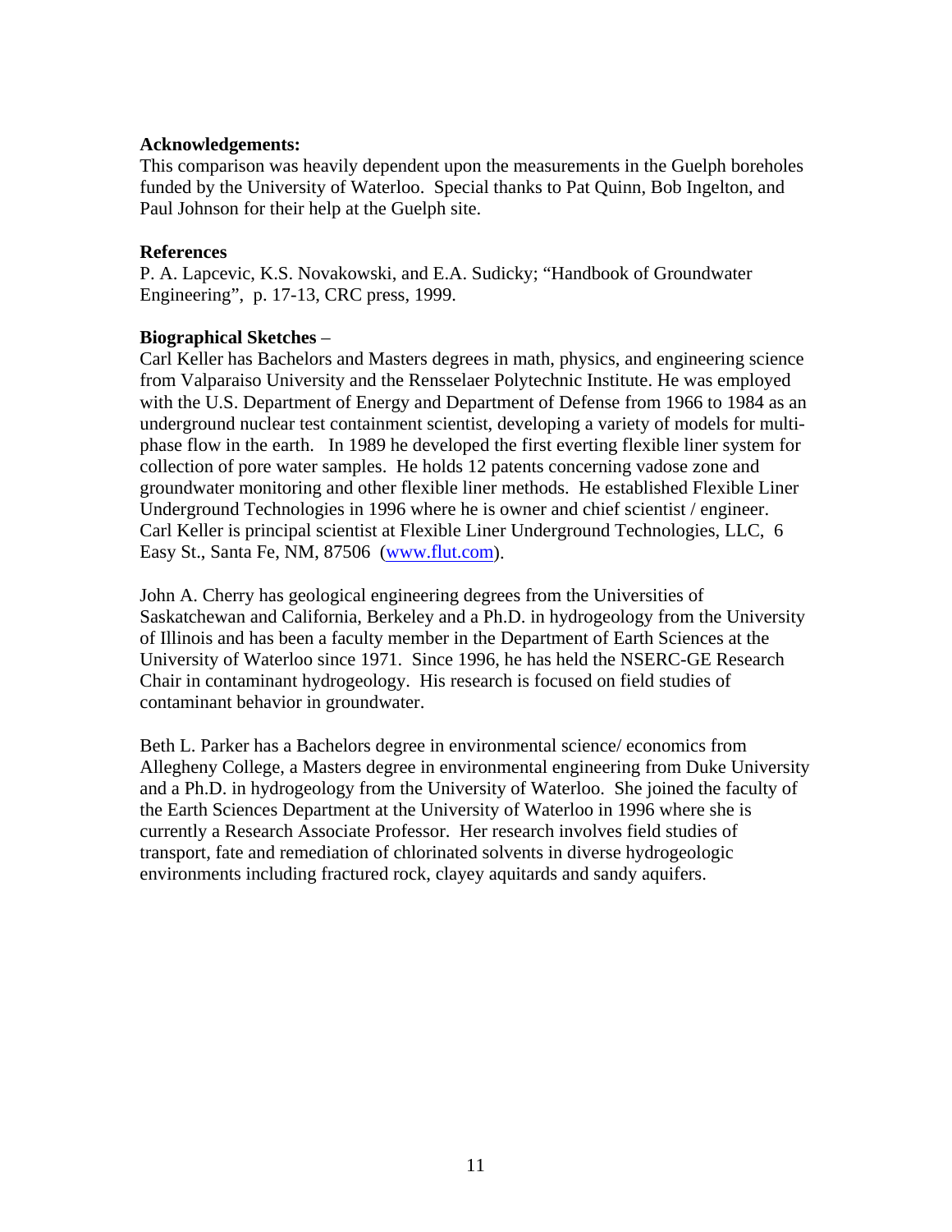**Acknowledgements:**

This comparison was heavily dependent upon the measurements in the Guelph boreholes funded by the University of Waterloo. Special thanks to Pat Quinn, Bob Ingelton, and Paul Johnson for their help at the Guelph site.

**References**

P. A. Lapcevic, K.S. Novakowski, and E.A. Sudicky; "Handbook of Groundwater Engineering", p. 17-13, CRC press, 1999.

**Biographical Sketches** –

Carl Keller has Bachelors and Masters degrees in math, physics, and engineering science from Valparaiso University and the Rensselaer Polytechnic Institute. He was employed with the U.S. Department of Energy and Department of Defense from 1966 to 1984 as an underground nuclear test containment scientist, developing a variety of models for multi-phase flow in the earth. In 1989 he developed the first everting flexible liner system for collection of pore water samples. He holds 12 patents concerning vadose zone and groundwater monitoring and other flexible liner methods. He established Flexible Liner Underground Technologies in 1996 where he is owner and chief scientist / engineer. Carl Keller is principal scientist at Flexible Liner Underground Technologies, LLC, 6 Easy St., Santa Fe, NM, 87506 (www.flut.com).

John A. Cherry has geological engineering degrees from the Universities of Saskatchewan and California, Berkeley and a Ph.D. in hydrogeology from the University of Illinois and has been a faculty member in the Department of Earth Sciences at the University of Waterloo since 1971. Since 1996, he has held the NSERC-GE Research Chair in contaminant hydrogeology. His research is focused on field studies of contaminant behavior in groundwater.

Beth L. Parker has a Bachelors degree in environmental science/ economics from Allegheny College, a Masters degree in environmental engineering from Duke University and a Ph.D. in hydrogeology from the University of Waterloo. She joined the faculty of the Earth Sciences Department at the University of Waterloo in 1996 where she is currently a Research Associate Professor. Her research involves field studies of transport, fate and remediation of chlorinated solvents in diverse hydrogeologic environments including fractured rock, clayey aquitards and sandy aquifers.